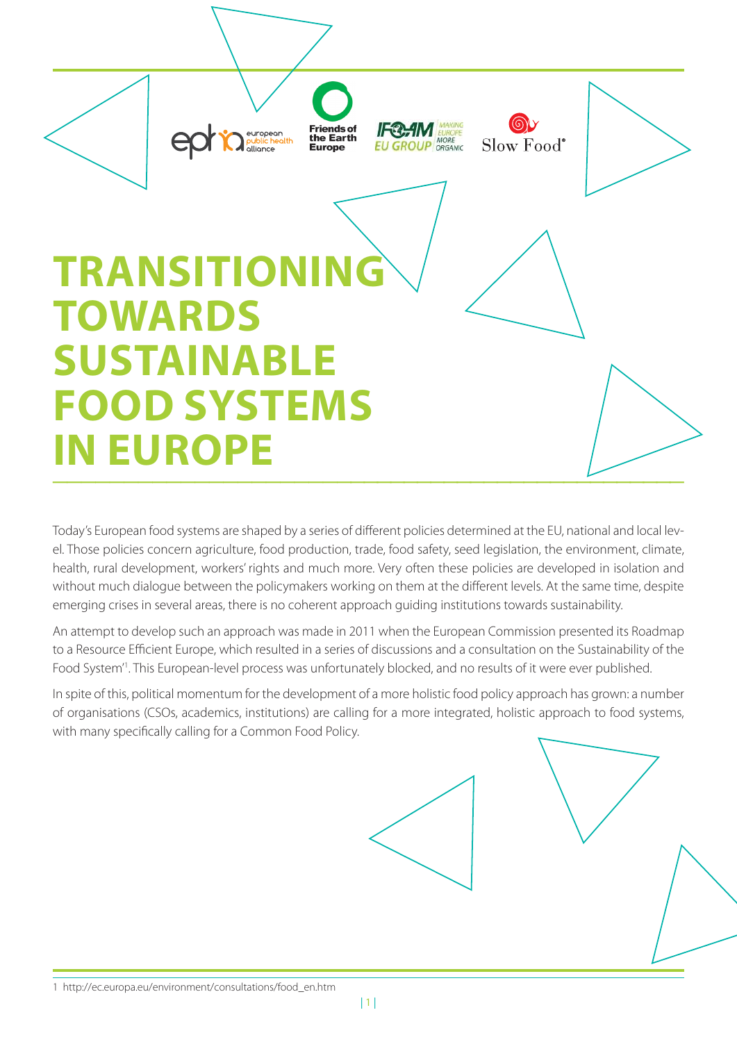# TRANSITIONING TOWARDS SUSTAINABLE FOOD SYSTEMS IN EUROPE

Today's European food systems are shaped by a series of different policies determined at the EU, national and local level. Those policies concern agriculture, food production, trade, food safety, seed legislation, the environment, climate, health, rural development, workers' rights and much more. Very often these policies are developed in isolation and without much dialogue between the policymakers working on them at the different levels. At the same time, despite emerging crises in several areas, there is no coherent approach guiding institutions towards sustainability.

An attempt to develop such an approach was made in 2011 when the European Commission presented its Roadmap to a Resource Efficient Europe, which resulted in a series of discussions and a consultation on the Sustainability of the Food System'[1]. This European-level process was unfortunately blocked, and no results of it were ever published.

In spite of this, political momentum for the development of a more holistic food policy approach has grown: a number of organisations (CSOs, academics, institutions) are calling for a more integrated, holistic approach to food systems, with many specifically calling for a Common Food Policy.

1 http://ec.europa.eu/environment/consultations/food_en.htm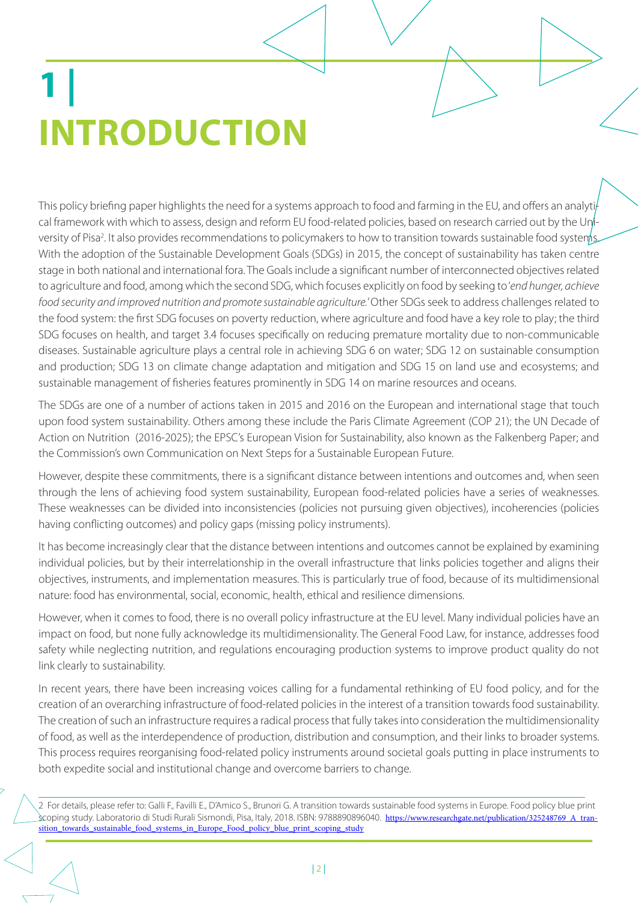# 1 | INTRODUCTION

This policy briefing paper highlights the need for a systems approach to food and farming in the EU, and offers an analytical framework with which to assess, design and reform EU food-related policies, based on research carried out by the University of Pisa[2]. It also provides recommendations to policymakers to how to transition towards sustainable food systems. With the adoption of the Sustainable Development Goals (SDGs) in 2015, the concept of sustainability has taken centre stage in both national and international fora. The Goals include a significant number of interconnected objectives related to agriculture and food, among which the second SDG, which focuses explicitly on food by seeking to '*end hunger, achieve food security and improved nutrition and promote sustainable agriculture.*' Other SDGs seek to address challenges related to the food system: the first SDG focuses on poverty reduction, where agriculture and food have a key role to play; the third SDG focuses on health, and target 3.4 focuses specifically on reducing premature mortality due to non-communicable diseases. Sustainable agriculture plays a central role in achieving SDG 6 on water; SDG 12 on sustainable consumption and production; SDG 13 on climate change adaptation and mitigation and SDG 15 on land use and ecosystems; and sustainable management of fisheries features prominently in SDG 14 on marine resources and oceans.

The SDGs are one of a number of actions taken in 2015 and 2016 on the European and international stage that touch upon food system sustainability. Others among these include the Paris Climate Agreement (COP 21); the UN Decade of Action on Nutrition (2016-2025); the EPSC's European Vision for Sustainability, also known as the Falkenberg Paper; and the Commission's own Communication on Next Steps for a Sustainable European Future.

However, despite these commitments, there is a significant distance between intentions and outcomes and, when seen through the lens of achieving food system sustainability, European food-related policies have a series of weaknesses. These weaknesses can be divided into inconsistencies (policies not pursuing given objectives), incoherencies (policies having conflicting outcomes) and policy gaps (missing policy instruments).

It has become increasingly clear that the distance between intentions and outcomes cannot be explained by examining individual policies, but by their interrelationship in the overall infrastructure that links policies together and aligns their objectives, instruments, and implementation measures. This is particularly true of food, because of its multidimensional nature: food has environmental, social, economic, health, ethical and resilience dimensions.

However, when it comes to food, there is no overall policy infrastructure at the EU level. Many individual policies have an impact on food, but none fully acknowledge its multidimensionality. The General Food Law, for instance, addresses food safety while neglecting nutrition, and regulations encouraging production systems to improve product quality do not link clearly to sustainability.

In recent years, there have been increasing voices calling for a fundamental rethinking of EU food policy, and for the creation of an overarching infrastructure of food-related policies in the interest of a transition towards food sustainability. The creation of such an infrastructure requires a radical process that fully takes into consideration the multidimensionality of food, as well as the interdependence of production, distribution and consumption, and their links to broader systems. This process requires reorganising food-related policy instruments around societal goals putting in place instruments to both expedite social and institutional change and overcome barriers to change.

---

2 For details, please refer to: Galli F., Favilli E., D'Amico S., Brunori G. A transition towards sustainable food systems in Europe. Food policy blue print scoping study. Laboratorio di Studi Rurali Sismondi, Pisa, Italy, 2018. ISBN: 9788890896040. https://www.researchgate.net/publication/325248769_A_transition_towards_sustainable_food_systems_in_Europe_Food_policy_blue_print_scoping_study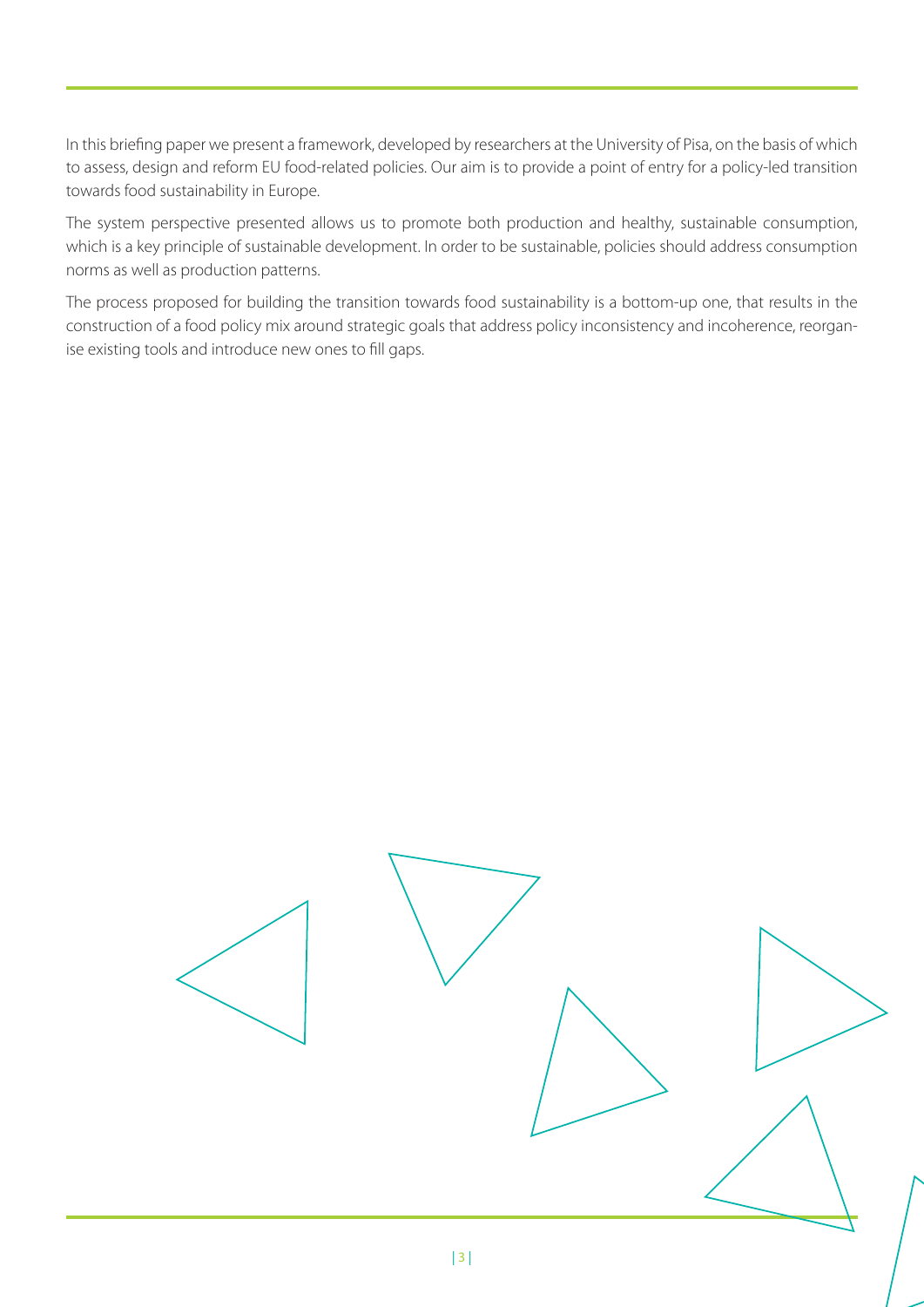In this briefing paper we present a framework, developed by researchers at the University of Pisa, on the basis of which to assess, design and reform EU food-related policies. Our aim is to provide a point of entry for a policy-led transition towards food sustainability in Europe.

The system perspective presented allows us to promote both production and healthy, sustainable consumption, which is a key principle of sustainable development. In order to be sustainable, policies should address consumption norms as well as production patterns.

The process proposed for building the transition towards food sustainability is a bottom-up one, that results in the construction of a food policy mix around strategic goals that address policy inconsistency and incoherence, reorganise existing tools and introduce new ones to fill gaps.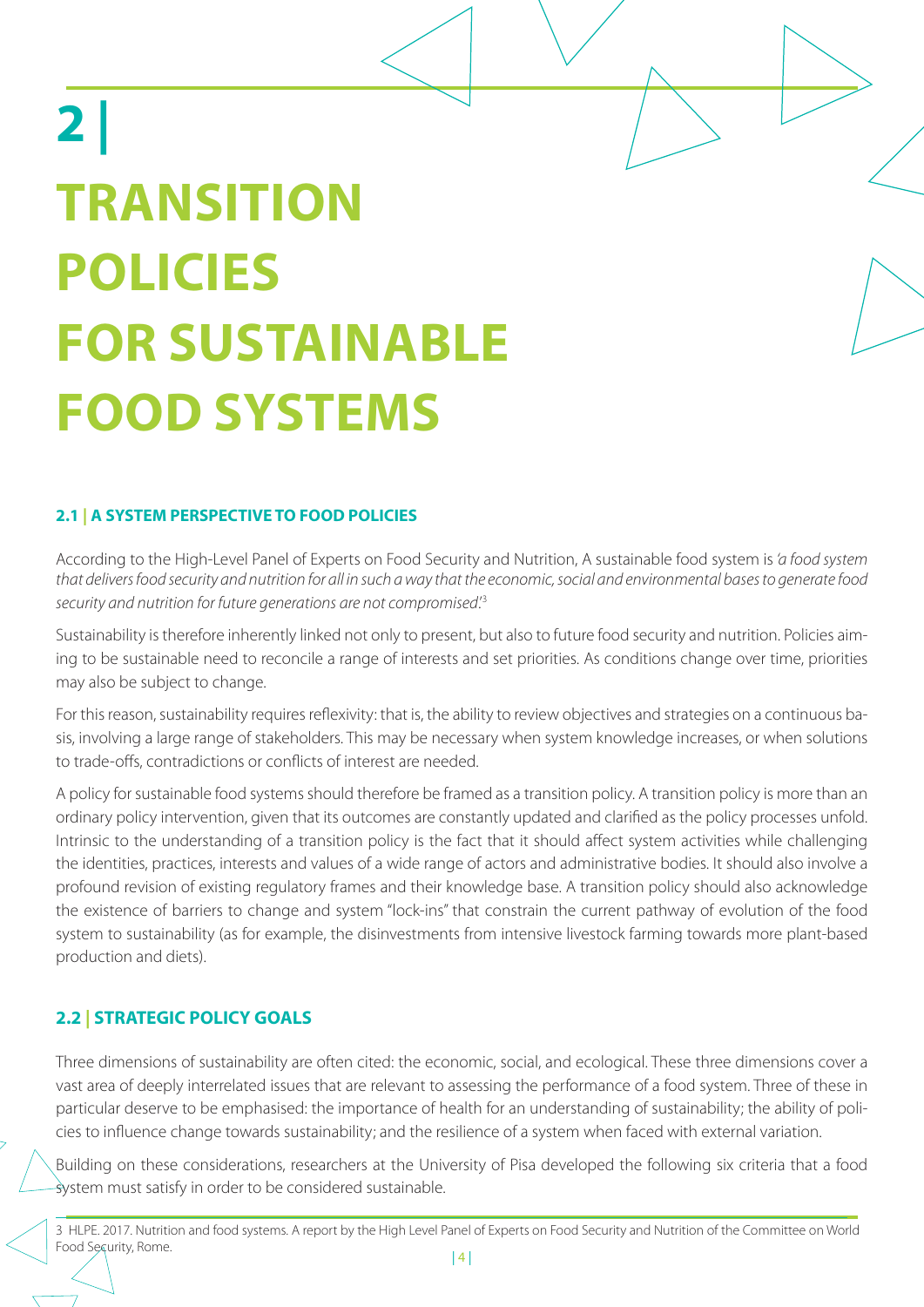# 2 | TRANSITION POLICIES FOR SUSTAINABLE FOOD SYSTEMS

## 2.1 | A SYSTEM PERSPECTIVE TO FOOD POLICIES

According to the High-Level Panel of Experts on Food Security and Nutrition, A sustainable food system is *'a food system that delivers food security and nutrition for all in such a way that the economic, social and environmental bases to generate food security and nutrition for future generations are not compromised'.*[3]

Sustainability is therefore inherently linked not only to present, but also to future food security and nutrition. Policies aiming to be sustainable need to reconcile a range of interests and set priorities. As conditions change over time, priorities may also be subject to change.

For this reason, sustainability requires reflexivity: that is, the ability to review objectives and strategies on a continuous basis, involving a large range of stakeholders. This may be necessary when system knowledge increases, or when solutions to trade-offs, contradictions or conflicts of interest are needed.

A policy for sustainable food systems should therefore be framed as a transition policy. A transition policy is more than an ordinary policy intervention, given that its outcomes are constantly updated and clarified as the policy processes unfold. Intrinsic to the understanding of a transition policy is the fact that it should affect system activities while challenging the identities, practices, interests and values of a wide range of actors and administrative bodies. It should also involve a profound revision of existing regulatory frames and their knowledge base. A transition policy should also acknowledge the existence of barriers to change and system "lock-ins" that constrain the current pathway of evolution of the food system to sustainability (as for example, the disinvestments from intensive livestock farming towards more plant-based production and diets).

## 2.2 | STRATEGIC POLICY GOALS

Three dimensions of sustainability are often cited: the economic, social, and ecological. These three dimensions cover a vast area of deeply interrelated issues that are relevant to assessing the performance of a food system. Three of these in particular deserve to be emphasised: the importance of health for an understanding of sustainability; the ability of policies to influence change towards sustainability; and the resilience of a system when faced with external variation.

Building on these considerations, researchers at the University of Pisa developed the following six criteria that a food system must satisfy in order to be considered sustainable.

---

3 HLPE. 2017. Nutrition and food systems. A report by the High Level Panel of Experts on Food Security and Nutrition of the Committee on World Food Security, Rome.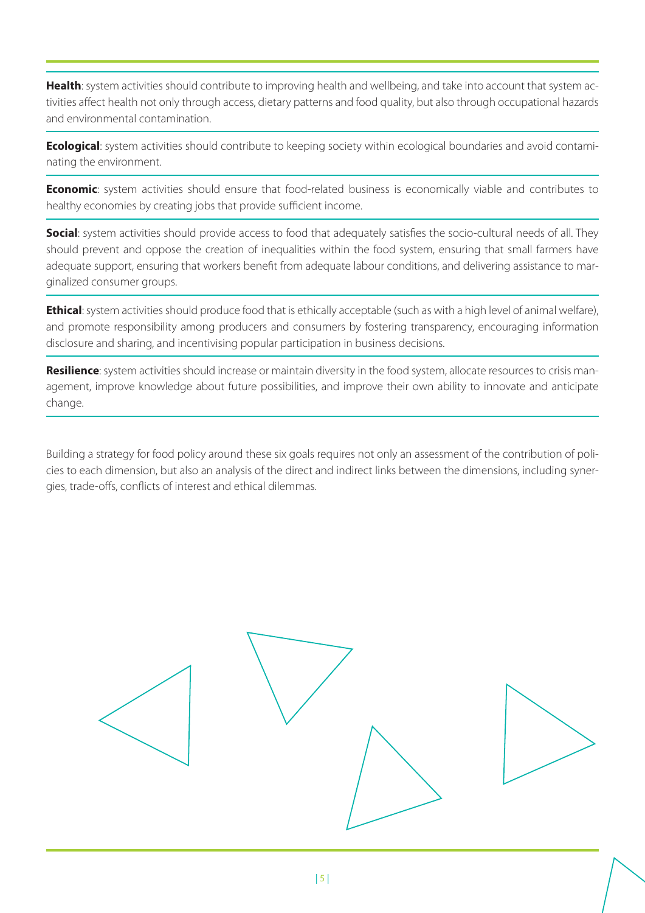**Health**: system activities should contribute to improving health and wellbeing, and take into account that system activities affect health not only through access, dietary patterns and food quality, but also through occupational hazards and environmental contamination.

**Ecological**: system activities should contribute to keeping society within ecological boundaries and avoid contaminating the environment.

**Economic**: system activities should ensure that food-related business is economically viable and contributes to healthy economies by creating jobs that provide sufficient income.

**Social**: system activities should provide access to food that adequately satisfies the socio-cultural needs of all. They should prevent and oppose the creation of inequalities within the food system, ensuring that small farmers have adequate support, ensuring that workers benefit from adequate labour conditions, and delivering assistance to marginalized consumer groups.

**Ethical**: system activities should produce food that is ethically acceptable (such as with a high level of animal welfare), and promote responsibility among producers and consumers by fostering transparency, encouraging information disclosure and sharing, and incentivising popular participation in business decisions.

**Resilience**: system activities should increase or maintain diversity in the food system, allocate resources to crisis management, improve knowledge about future possibilities, and improve their own ability to innovate and anticipate change.

Building a strategy for food policy around these six goals requires not only an assessment of the contribution of policies to each dimension, but also an analysis of the direct and indirect links between the dimensions, including synergies, trade-offs, conflicts of interest and ethical dilemmas.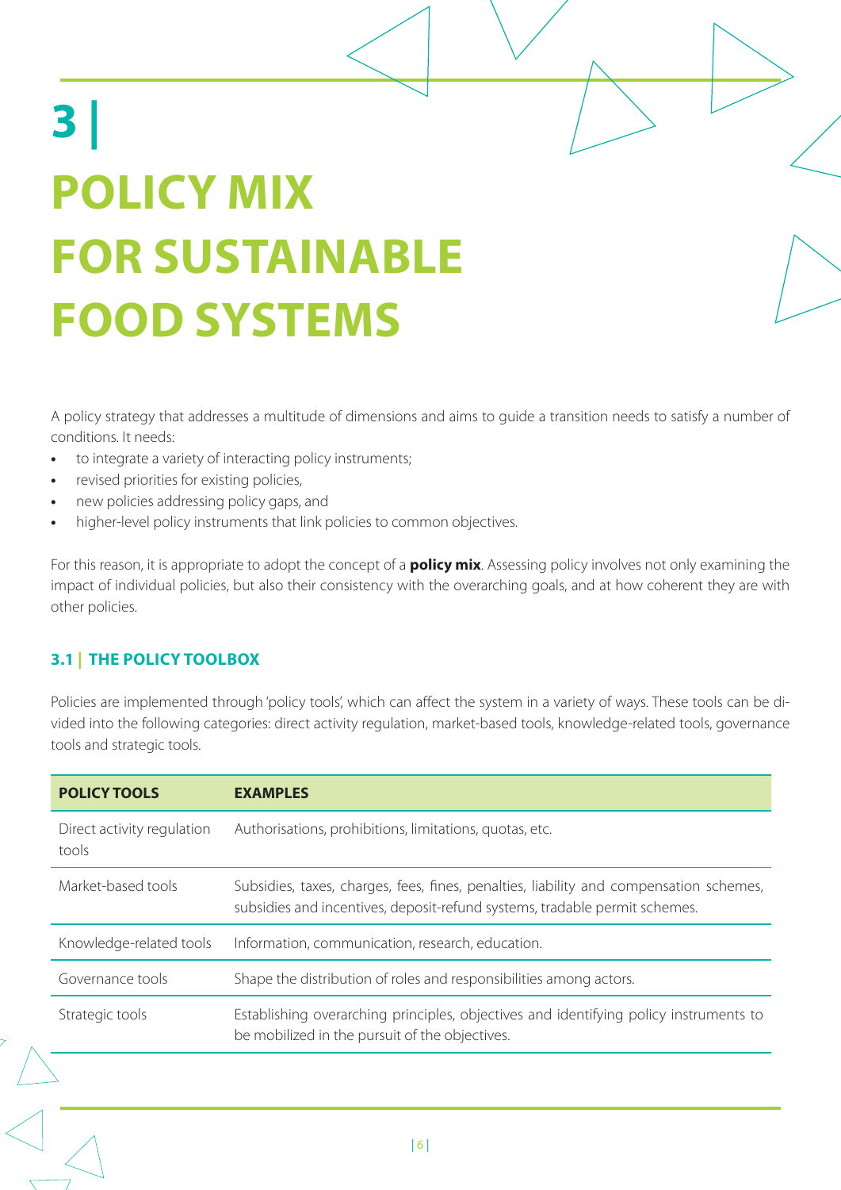# 3 | POLICY MIX FOR SUSTAINABLE FOOD SYSTEMS

A policy strategy that addresses a multitude of dimensions and aims to guide a transition needs to satisfy a number of conditions. It needs:

- to integrate a variety of interacting policy instruments;
- revised priorities for existing policies,
- new policies addressing policy gaps, and
- higher-level policy instruments that link policies to common objectives.

For this reason, it is appropriate to adopt the concept of a **policy mix**. Assessing policy involves not only examining the impact of individual policies, but also their consistency with the overarching goals, and at how coherent they are with other policies.

## 3.1 | THE POLICY TOOLBOX

Policies are implemented through 'policy tools', which can affect the system in a variety of ways. These tools can be divided into the following categories: direct activity regulation, market-based tools, knowledge-related tools, governance tools and strategic tools.

| POLICY TOOLS | EXAMPLES |
| --- | --- |
| Direct activity regulation tools | Authorisations, prohibitions, limitations, quotas, etc. |
| Market-based tools | Subsidies, taxes, charges, fees, fines, penalties, liability and compensation schemes, subsidies and incentives, deposit-refund systems, tradable permit schemes. |
| Knowledge-related tools | Information, communication, research, education. |
| Governance tools | Shape the distribution of roles and responsibilities among actors. |
| Strategic tools | Establishing overarching principles, objectives and identifying policy instruments to be mobilized in the pursuit of the objectives. |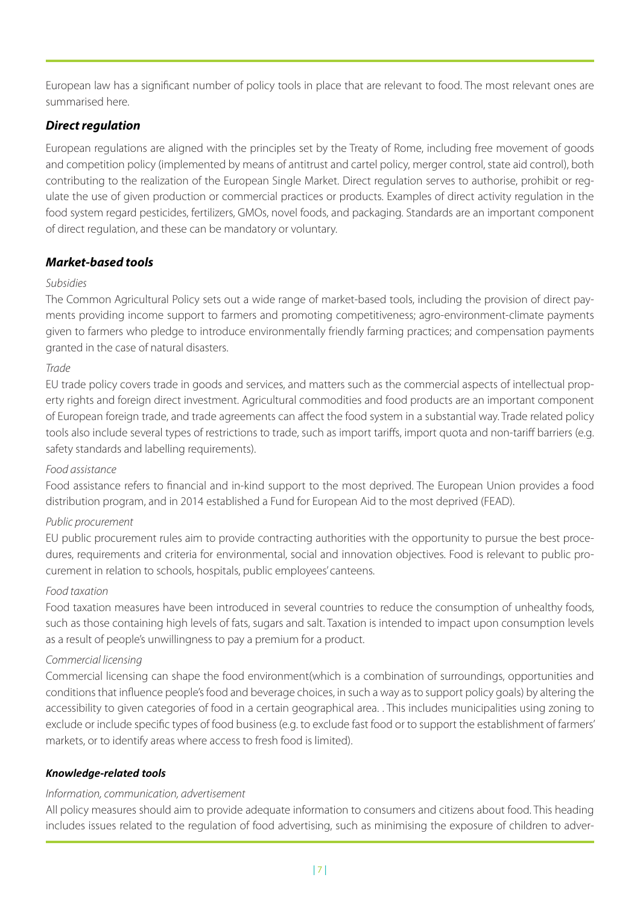European law has a significant number of policy tools in place that are relevant to food. The most relevant ones are summarised here.

### ***Direct regulation***

European regulations are aligned with the principles set by the Treaty of Rome, including free movement of goods and competition policy (implemented by means of antitrust and cartel policy, merger control, state aid control), both contributing to the realization of the European Single Market. Direct regulation serves to authorise, prohibit or regulate the use of given production or commercial practices or products. Examples of direct activity regulation in the food system regard pesticides, fertilizers, GMOs, novel foods, and packaging. Standards are an important component of direct regulation, and these can be mandatory or voluntary.

### ***Market-based tools***

*Subsidies*

The Common Agricultural Policy sets out a wide range of market-based tools, including the provision of direct payments providing income support to farmers and promoting competitiveness; agro-environment-climate payments given to farmers who pledge to introduce environmentally friendly farming practices; and compensation payments granted in the case of natural disasters.

*Trade*

EU trade policy covers trade in goods and services, and matters such as the commercial aspects of intellectual property rights and foreign direct investment. Agricultural commodities and food products are an important component of European foreign trade, and trade agreements can affect the food system in a substantial way. Trade related policy tools also include several types of restrictions to trade, such as import tariffs, import quota and non-tariff barriers (e.g. safety standards and labelling requirements).

*Food assistance*

Food assistance refers to financial and in-kind support to the most deprived. The European Union provides a food distribution program, and in 2014 established a Fund for European Aid to the most deprived (FEAD).

*Public procurement*

EU public procurement rules aim to provide contracting authorities with the opportunity to pursue the best procedures, requirements and criteria for environmental, social and innovation objectives. Food is relevant to public procurement in relation to schools, hospitals, public employees' canteens.

*Food taxation*

Food taxation measures have been introduced in several countries to reduce the consumption of unhealthy foods, such as those containing high levels of fats, sugars and salt. Taxation is intended to impact upon consumption levels as a result of people's unwillingness to pay a premium for a product.

*Commercial licensing*

Commercial licensing can shape the food environment(which is a combination of surroundings, opportunities and conditions that influence people's food and beverage choices, in such a way as to support policy goals) by altering the accessibility to given categories of food in a certain geographical area. . This includes municipalities using zoning to exclude or include specific types of food business (e.g. to exclude fast food or to support the establishment of farmers' markets, or to identify areas where access to fresh food is limited).

#### ***Knowledge-related tools***

*Information, communication, advertisement*

All policy measures should aim to provide adequate information to consumers and citizens about food. This heading includes issues related to the regulation of food advertising, such as minimising the exposure of children to adver-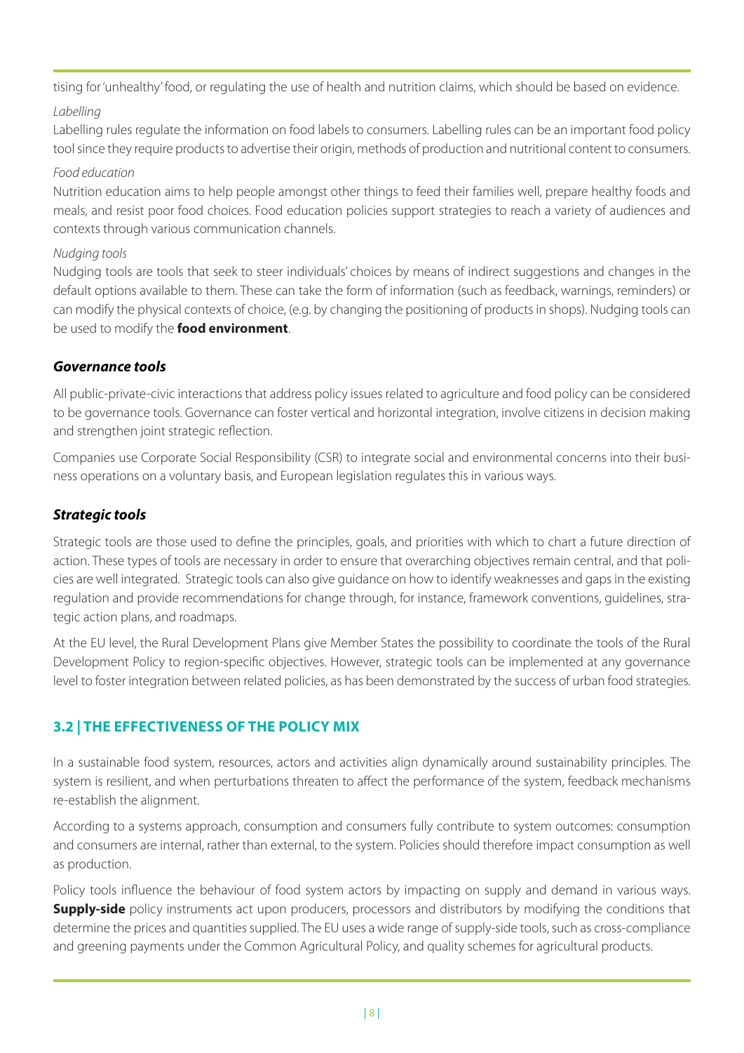tising for 'unhealthy' food, or regulating the use of health and nutrition claims, which should be based on evidence.

*Labelling*

Labelling rules regulate the information on food labels to consumers. Labelling rules can be an important food policy tool since they require products to advertise their origin, methods of production and nutritional content to consumers.

*Food education*

Nutrition education aims to help people amongst other things to feed their families well, prepare healthy foods and meals, and resist poor food choices. Food education policies support strategies to reach a variety of audiences and contexts through various communication channels.

*Nudging tools*

Nudging tools are tools that seek to steer individuals' choices by means of indirect suggestions and changes in the default options available to them. These can take the form of information (such as feedback, warnings, reminders) or can modify the physical contexts of choice, (e.g. by changing the positioning of products in shops). Nudging tools can be used to modify the **food environment**.

### *Governance tools*

All public-private-civic interactions that address policy issues related to agriculture and food policy can be considered to be governance tools. Governance can foster vertical and horizontal integration, involve citizens in decision making and strengthen joint strategic reflection.

Companies use Corporate Social Responsibility (CSR) to integrate social and environmental concerns into their business operations on a voluntary basis, and European legislation regulates this in various ways.

### *Strategic tools*

Strategic tools are those used to define the principles, goals, and priorities with which to chart a future direction of action. These types of tools are necessary in order to ensure that overarching objectives remain central, and that policies are well integrated. Strategic tools can also give guidance on how to identify weaknesses and gaps in the existing regulation and provide recommendations for change through, for instance, framework conventions, guidelines, strategic action plans, and roadmaps.

At the EU level, the Rural Development Plans give Member States the possibility to coordinate the tools of the Rural Development Policy to region-specific objectives. However, strategic tools can be implemented at any governance level to foster integration between related policies, as has been demonstrated by the success of urban food strategies.

## 3.2 | THE EFFECTIVENESS OF THE POLICY MIX

In a sustainable food system, resources, actors and activities align dynamically around sustainability principles. The system is resilient, and when perturbations threaten to affect the performance of the system, feedback mechanisms re-establish the alignment.

According to a systems approach, consumption and consumers fully contribute to system outcomes: consumption and consumers are internal, rather than external, to the system. Policies should therefore impact consumption as well as production.

Policy tools influence the behaviour of food system actors by impacting on supply and demand in various ways. **Supply-side** policy instruments act upon producers, processors and distributors by modifying the conditions that determine the prices and quantities supplied. The EU uses a wide range of supply-side tools, such as cross-compliance and greening payments under the Common Agricultural Policy, and quality schemes for agricultural products.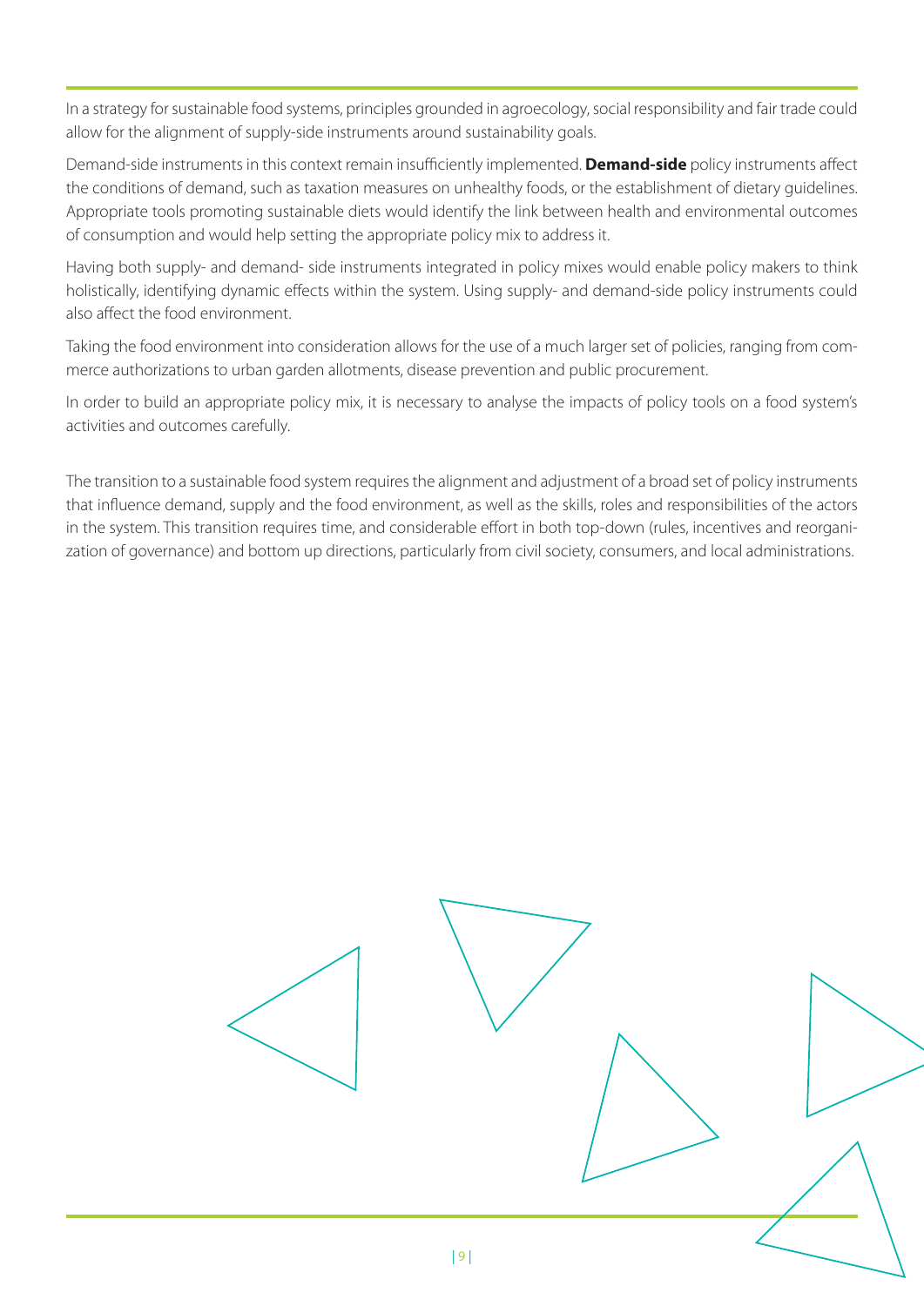In a strategy for sustainable food systems, principles grounded in agroecology, social responsibility and fair trade could allow for the alignment of supply-side instruments around sustainability goals.

Demand-side instruments in this context remain insufficiently implemented. **Demand-side** policy instruments affect the conditions of demand, such as taxation measures on unhealthy foods, or the establishment of dietary guidelines. Appropriate tools promoting sustainable diets would identify the link between health and environmental outcomes of consumption and would help setting the appropriate policy mix to address it.

Having both supply- and demand- side instruments integrated in policy mixes would enable policy makers to think holistically, identifying dynamic effects within the system. Using supply- and demand-side policy instruments could also affect the food environment.

Taking the food environment into consideration allows for the use of a much larger set of policies, ranging from commerce authorizations to urban garden allotments, disease prevention and public procurement.

In order to build an appropriate policy mix, it is necessary to analyse the impacts of policy tools on a food system's activities and outcomes carefully.

The transition to a sustainable food system requires the alignment and adjustment of a broad set of policy instruments that influence demand, supply and the food environment, as well as the skills, roles and responsibilities of the actors in the system. This transition requires time, and considerable effort in both top-down (rules, incentives and reorganization of governance) and bottom up directions, particularly from civil society, consumers, and local administrations.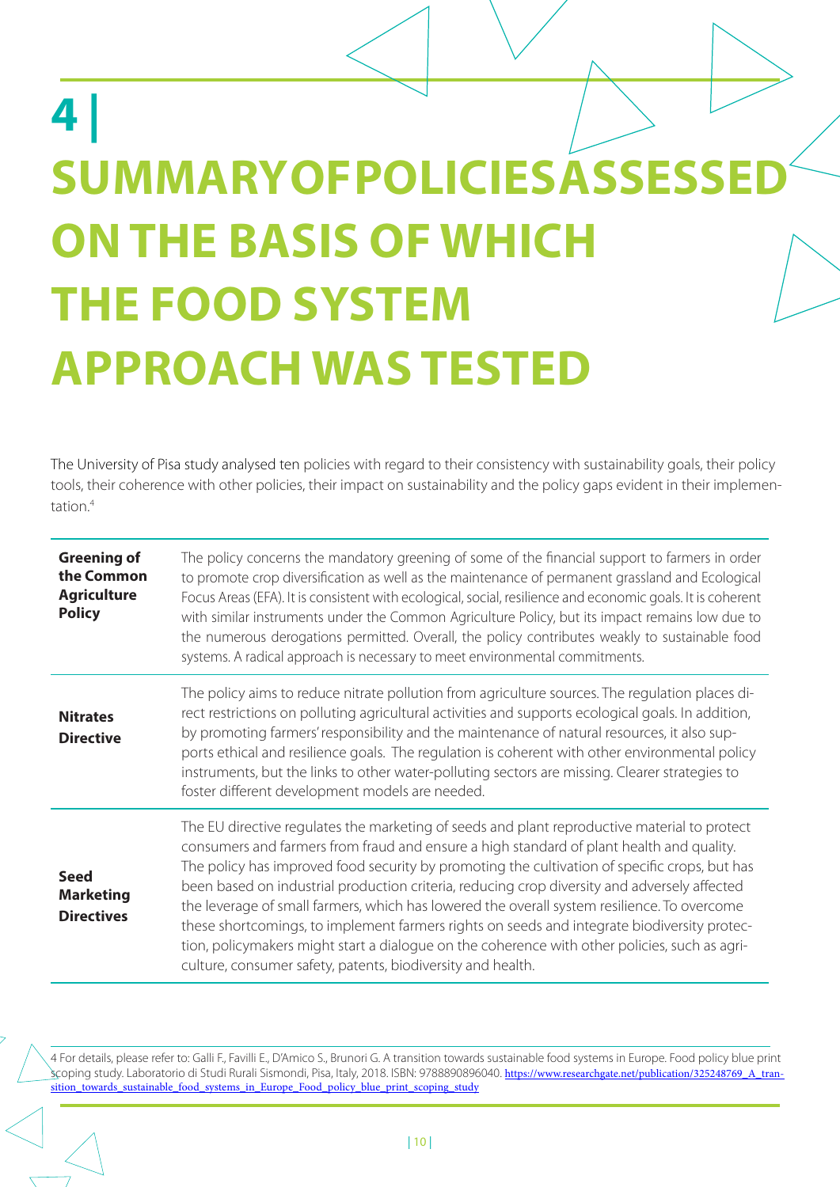# 4 | SUMMARY OF POLICIES ASSESSED ON THE BASIS OF WHICH THE FOOD SYSTEM APPROACH WAS TESTED

The University of Pisa study analysed ten policies with regard to their consistency with sustainability goals, their policy tools, their coherence with other policies, their impact on sustainability and the policy gaps evident in their implementation.[4]

| | |
|---|---|
| **Greening of the Common Agriculture Policy** | The policy concerns the mandatory greening of some of the financial support to farmers in order to promote crop diversification as well as the maintenance of permanent grassland and Ecological Focus Areas (EFA). It is consistent with ecological, social, resilience and economic goals. It is coherent with similar instruments under the Common Agriculture Policy, but its impact remains low due to the numerous derogations permitted. Overall, the policy contributes weakly to sustainable food systems. A radical approach is necessary to meet environmental commitments. |
| **Nitrates Directive** | The policy aims to reduce nitrate pollution from agriculture sources. The regulation places direct restrictions on polluting agricultural activities and supports ecological goals. In addition, by promoting farmers' responsibility and the maintenance of natural resources, it also supports ethical and resilience goals. The regulation is coherent with other environmental policy instruments, but the links to other water-polluting sectors are missing. Clearer strategies to foster different development models are needed. |
| **Seed Marketing Directives** | The EU directive regulates the marketing of seeds and plant reproductive material to protect consumers and farmers from fraud and ensure a high standard of plant health and quality. The policy has improved food security by promoting the cultivation of specific crops, but has been based on industrial production criteria, reducing crop diversity and adversely affected the leverage of small farmers, which has lowered the overall system resilience. To overcome these shortcomings, to implement farmers rights on seeds and integrate biodiversity protection, policymakers might start a dialogue on the coherence with other policies, such as agriculture, consumer safety, patents, biodiversity and health. |

4 For details, please refer to: Galli F., Favilli E., D'Amico S., Brunori G. A transition towards sustainable food systems in Europe. Food policy blue print scoping study. Laboratorio di Studi Rurali Sismondi, Pisa, Italy, 2018. ISBN: 9788890896040. https://www.researchgate.net/publication/325248769_A_transition_towards_sustainable_food_systems_in_Europe_Food_policy_blue_print_scoping_study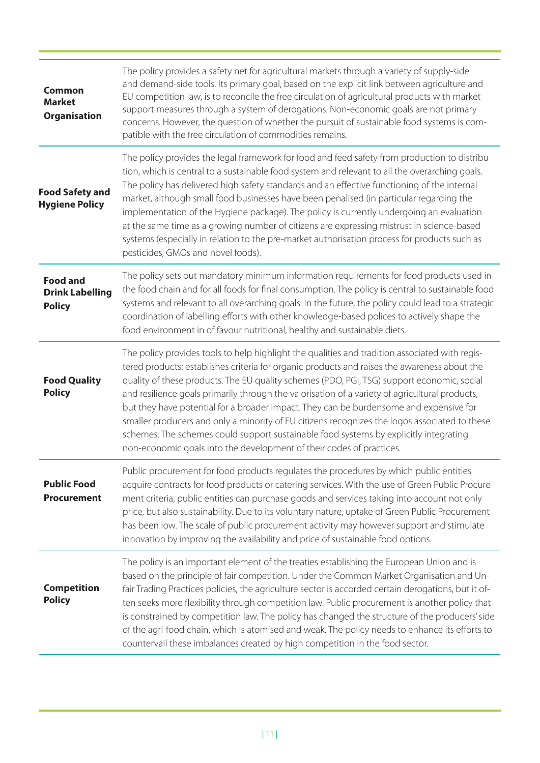| | |
|---|---|
| **Common Market Organisation** | The policy provides a safety net for agricultural markets through a variety of supply-side and demand-side tools. Its primary goal, based on the explicit link between agriculture and EU competition law, is to reconcile the free circulation of agricultural products with market support measures through a system of derogations. Non-economic goals are not primary concerns. However, the question of whether the pursuit of sustainable food systems is compatible with the free circulation of commodities remains. |
| **Food Safety and Hygiene Policy** | The policy provides the legal framework for food and feed safety from production to distribution, which is central to a sustainable food system and relevant to all the overarching goals. The policy has delivered high safety standards and an effective functioning of the internal market, although small food businesses have been penalised (in particular regarding the implementation of the Hygiene package). The policy is currently undergoing an evaluation at the same time as a growing number of citizens are expressing mistrust in science-based systems (especially in relation to the pre-market authorisation process for products such as pesticides, GMOs and novel foods). |
| **Food and Drink Labelling Policy** | The policy sets out mandatory minimum information requirements for food products used in the food chain and for all foods for final consumption. The policy is central to sustainable food systems and relevant to all overarching goals. In the future, the policy could lead to a strategic coordination of labelling efforts with other knowledge-based polices to actively shape the food environment in of favour nutritional, healthy and sustainable diets. |
| **Food Quality Policy** | The policy provides tools to help highlight the qualities and tradition associated with registered products; establishes criteria for organic products and raises the awareness about the quality of these products. The EU quality schemes (PDO, PGI, TSG) support economic, social and resilience goals primarily through the valorisation of a variety of agricultural products, but they have potential for a broader impact. They can be burdensome and expensive for smaller producers and only a minority of EU citizens recognizes the logos associated to these schemes. The schemes could support sustainable food systems by explicitly integrating non-economic goals into the development of their codes of practices. |
| **Public Food Procurement** | Public procurement for food products regulates the procedures by which public entities acquire contracts for food products or catering services. With the use of Green Public Procurement criteria, public entities can purchase goods and services taking into account not only price, but also sustainability. Due to its voluntary nature, uptake of Green Public Procurement has been low. The scale of public procurement activity may however support and stimulate innovation by improving the availability and price of sustainable food options. |
| **Competition Policy** | The policy is an important element of the treaties establishing the European Union and is based on the principle of fair competition. Under the Common Market Organisation and Unfair Trading Practices policies, the agriculture sector is accorded certain derogations, but it often seeks more flexibility through competition law. Public procurement is another policy that is constrained by competition law. The policy has changed the structure of the producers' side of the agri-food chain, which is atomised and weak. The policy needs to enhance its efforts to countervail these imbalances created by high competition in the food sector. |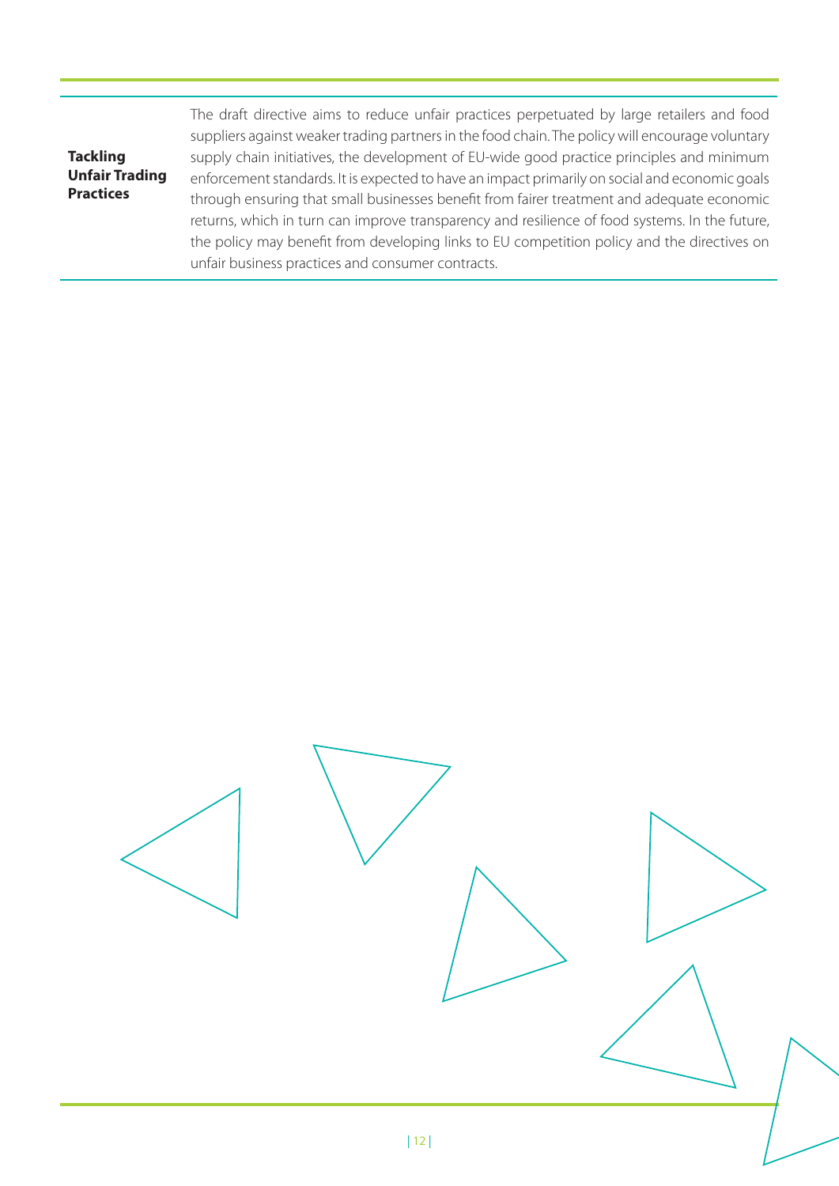| | |
|---|---|
| **Tackling Unfair Trading Practices** | The draft directive aims to reduce unfair practices perpetuated by large retailers and food suppliers against weaker trading partners in the food chain. The policy will encourage voluntary supply chain initiatives, the development of EU-wide good practice principles and minimum enforcement standards. It is expected to have an impact primarily on social and economic goals through ensuring that small businesses benefit from fairer treatment and adequate economic returns, which in turn can improve transparency and resilience of food systems. In the future, the policy may benefit from developing links to EU competition policy and the directives on unfair business practices and consumer contracts. |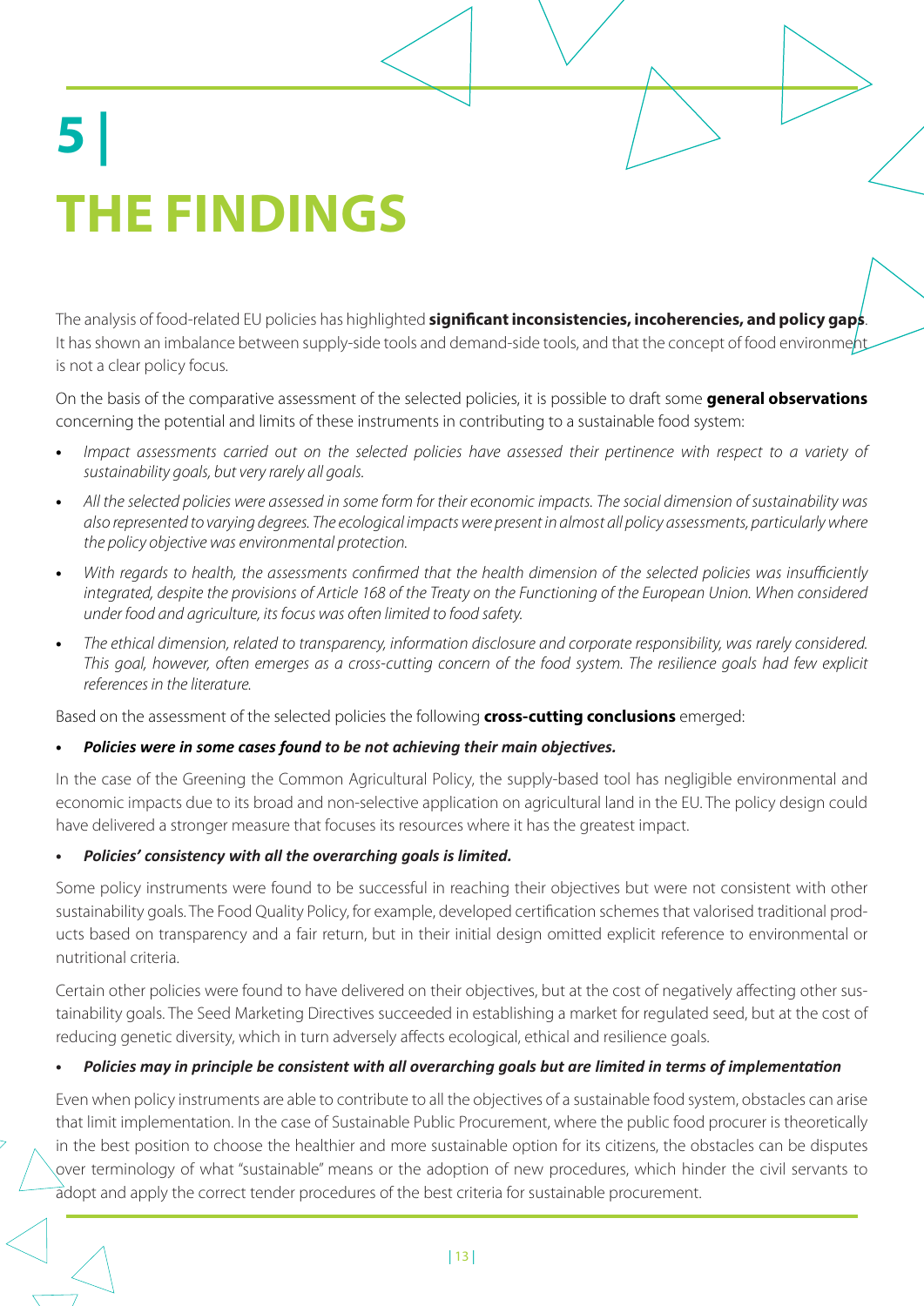# 5 | THE FINDINGS

The analysis of food-related EU policies has highlighted **significant inconsistencies, incoherencies, and policy gaps**. It has shown an imbalance between supply-side tools and demand-side tools, and that the concept of food environment is not a clear policy focus.

On the basis of the comparative assessment of the selected policies, it is possible to draft some **general observations** concerning the potential and limits of these instruments in contributing to a sustainable food system:

- *Impact assessments carried out on the selected policies have assessed their pertinence with respect to a variety of sustainability goals, but very rarely all goals.*
- *All the selected policies were assessed in some form for their economic impacts. The social dimension of sustainability was also represented to varying degrees. The ecological impacts were present in almost all policy assessments, particularly where the policy objective was environmental protection.*
- *With regards to health, the assessments confirmed that the health dimension of the selected policies was insufficiently integrated, despite the provisions of Article 168 of the Treaty on the Functioning of the European Union. When considered under food and agriculture, its focus was often limited to food safety.*
- *The ethical dimension, related to transparency, information disclosure and corporate responsibility, was rarely considered. This goal, however, often emerges as a cross-cutting concern of the food system. The resilience goals had few explicit references in the literature.*

Based on the assessment of the selected policies the following **cross-cutting conclusions** emerged:

- ***Policies were in some cases found to be not achieving their main objectives.***

In the case of the Greening the Common Agricultural Policy, the supply-based tool has negligible environmental and economic impacts due to its broad and non-selective application on agricultural land in the EU. The policy design could have delivered a stronger measure that focuses its resources where it has the greatest impact.

- ***Policies' consistency with all the overarching goals is limited.***

Some policy instruments were found to be successful in reaching their objectives but were not consistent with other sustainability goals. The Food Quality Policy, for example, developed certification schemes that valorised traditional products based on transparency and a fair return, but in their initial design omitted explicit reference to environmental or nutritional criteria.

Certain other policies were found to have delivered on their objectives, but at the cost of negatively affecting other sustainability goals. The Seed Marketing Directives succeeded in establishing a market for regulated seed, but at the cost of reducing genetic diversity, which in turn adversely affects ecological, ethical and resilience goals.

- ***Policies may in principle be consistent with all overarching goals but are limited in terms of implementation***

Even when policy instruments are able to contribute to all the objectives of a sustainable food system, obstacles can arise that limit implementation. In the case of Sustainable Public Procurement, where the public food procurer is theoretically in the best position to choose the healthier and more sustainable option for its citizens, the obstacles can be disputes over terminology of what "sustainable" means or the adoption of new procedures, which hinder the civil servants to adopt and apply the correct tender procedures of the best criteria for sustainable procurement.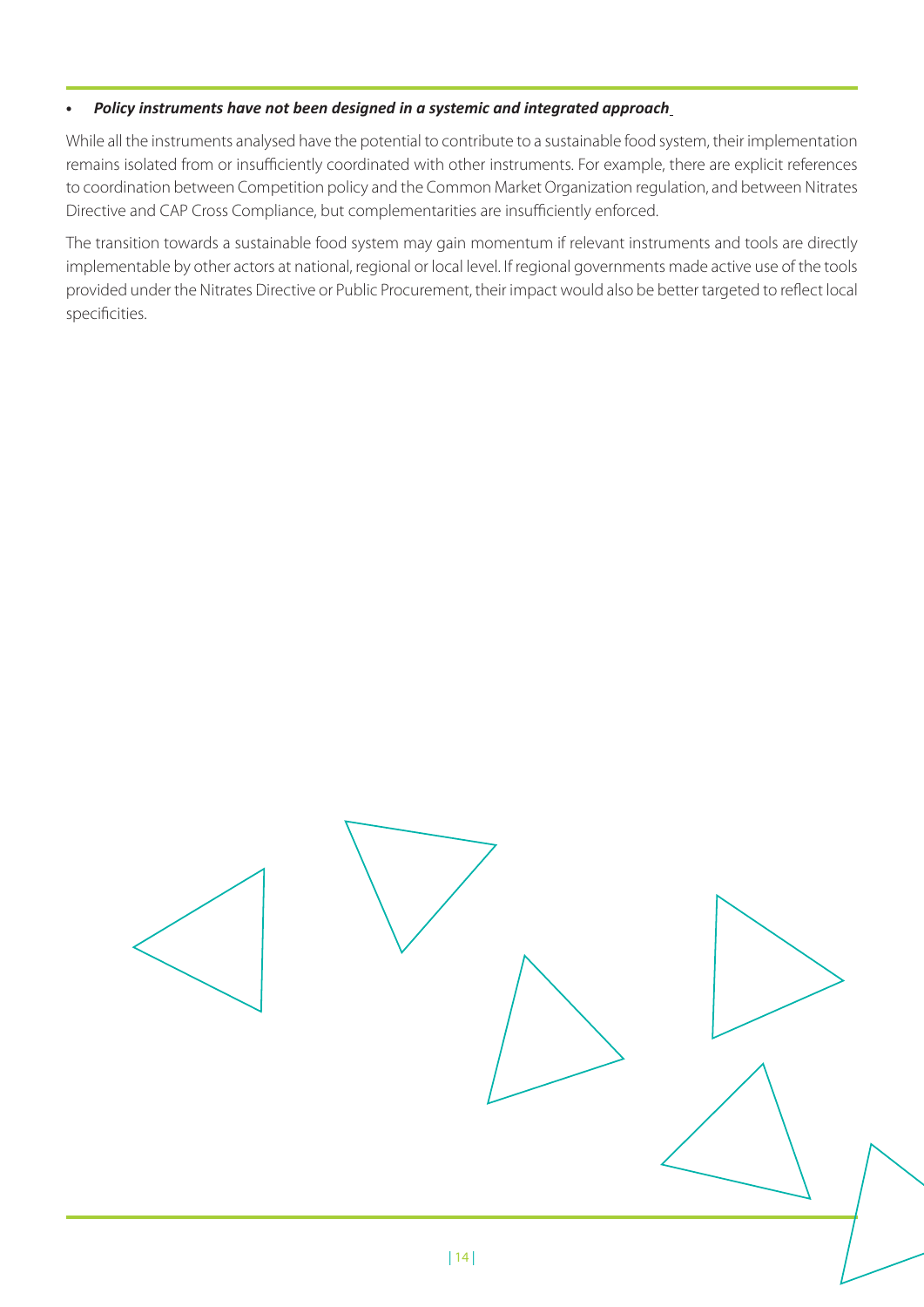- ***Policy instruments have not been designed in a systemic and integrated approach***

While all the instruments analysed have the potential to contribute to a sustainable food system, their implementation remains isolated from or insufficiently coordinated with other instruments. For example, there are explicit references to coordination between Competition policy and the Common Market Organization regulation, and between Nitrates Directive and CAP Cross Compliance, but complementarities are insufficiently enforced.

The transition towards a sustainable food system may gain momentum if relevant instruments and tools are directly implementable by other actors at national, regional or local level. If regional governments made active use of the tools provided under the Nitrates Directive or Public Procurement, their impact would also be better targeted to reflect local specificities.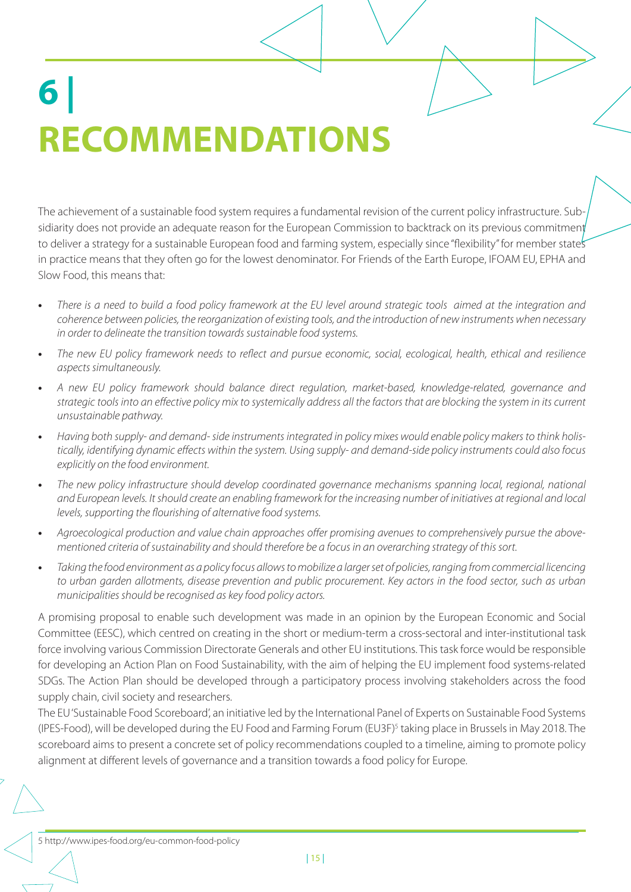# 6 | RECOMMENDATIONS

The achievement of a sustainable food system requires a fundamental revision of the current policy infrastructure. Subsidiarity does not provide an adequate reason for the European Commission to backtrack on its previous commitment to deliver a strategy for a sustainable European food and farming system, especially since "flexibility" for member states in practice means that they often go for the lowest denominator. For Friends of the Earth Europe, IFOAM EU, EPHA and Slow Food, this means that:

- *There is a need to build a food policy framework at the EU level around strategic tools aimed at the integration and coherence between policies, the reorganization of existing tools, and the introduction of new instruments when necessary in order to delineate the transition towards sustainable food systems.*
- *The new EU policy framework needs to reflect and pursue economic, social, ecological, health, ethical and resilience aspects simultaneously.*
- *A new EU policy framework should balance direct regulation, market-based, knowledge-related, governance and strategic tools into an effective policy mix to systemically address all the factors that are blocking the system in its current unsustainable pathway.*
- *Having both supply- and demand- side instruments integrated in policy mixes would enable policy makers to think holistically, identifying dynamic effects within the system. Using supply- and demand-side policy instruments could also focus explicitly on the food environment.*
- *The new policy infrastructure should develop coordinated governance mechanisms spanning local, regional, national and European levels. It should create an enabling framework for the increasing number of initiatives at regional and local levels, supporting the flourishing of alternative food systems.*
- *Agroecological production and value chain approaches offer promising avenues to comprehensively pursue the above-mentioned criteria of sustainability and should therefore be a focus in an overarching strategy of this sort.*
- *Taking the food environment as a policy focus allows to mobilize a larger set of policies, ranging from commercial licencing to urban garden allotments, disease prevention and public procurement. Key actors in the food sector, such as urban municipalities should be recognised as key food policy actors.*

A promising proposal to enable such development was made in an opinion by the European Economic and Social Committee (EESC), which centred on creating in the short or medium-term a cross-sectoral and inter-institutional task force involving various Commission Directorate Generals and other EU institutions. This task force would be responsible for developing an Action Plan on Food Sustainability, with the aim of helping the EU implement food systems-related SDGs. The Action Plan should be developed through a participatory process involving stakeholders across the food supply chain, civil society and researchers.

The EU 'Sustainable Food Scoreboard', an initiative led by the International Panel of Experts on Sustainable Food Systems (IPES-Food), will be developed during the EU Food and Farming Forum (EU3F)[5] taking place in Brussels in May 2018. The scoreboard aims to present a concrete set of policy recommendations coupled to a timeline, aiming to promote policy alignment at different levels of governance and a transition towards a food policy for Europe.

5 http://www.ipes-food.org/eu-common-food-policy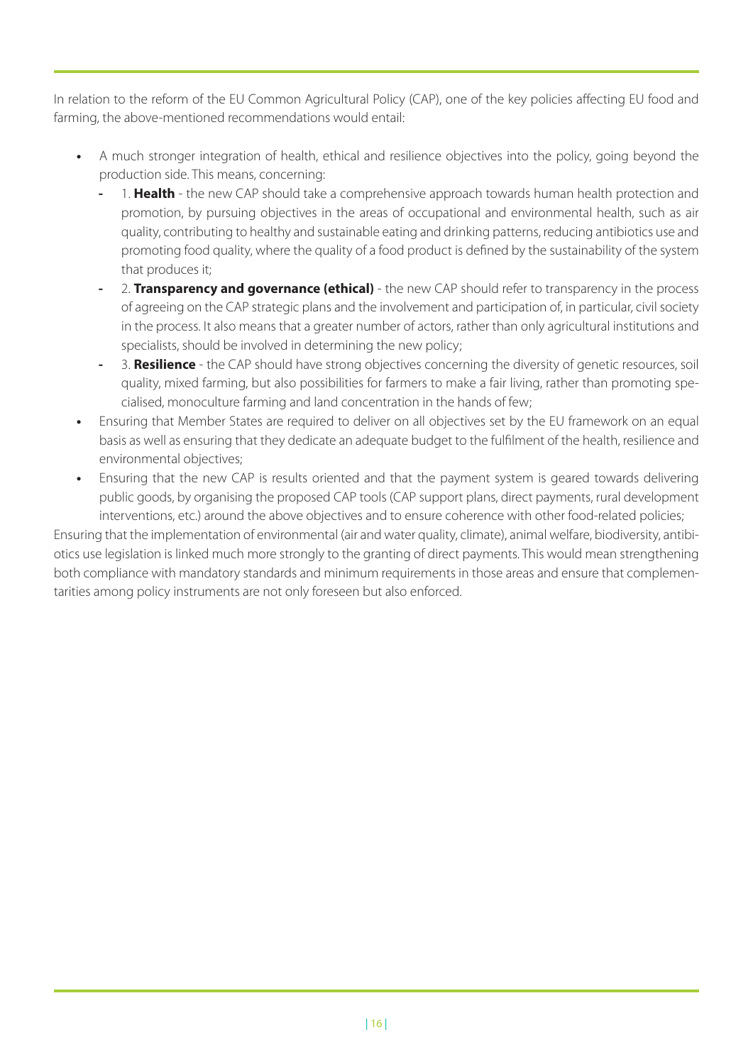In relation to the reform of the EU Common Agricultural Policy (CAP), one of the key policies affecting EU food and farming, the above-mentioned recommendations would entail:

- A much stronger integration of health, ethical and resilience objectives into the policy, going beyond the production side. This means, concerning:
  - 1. **Health** - the new CAP should take a comprehensive approach towards human health protection and promotion, by pursuing objectives in the areas of occupational and environmental health, such as air quality, contributing to healthy and sustainable eating and drinking patterns, reducing antibiotics use and promoting food quality, where the quality of a food product is defined by the sustainability of the system that produces it;
  - 2. **Transparency and governance (ethical)** - the new CAP should refer to transparency in the process of agreeing on the CAP strategic plans and the involvement and participation of, in particular, civil society in the process. It also means that a greater number of actors, rather than only agricultural institutions and specialists, should be involved in determining the new policy;
  - 3. **Resilience** - the CAP should have strong objectives concerning the diversity of genetic resources, soil quality, mixed farming, but also possibilities for farmers to make a fair living, rather than promoting specialised, monoculture farming and land concentration in the hands of few;
- Ensuring that Member States are required to deliver on all objectives set by the EU framework on an equal basis as well as ensuring that they dedicate an adequate budget to the fulfilment of the health, resilience and environmental objectives;
- Ensuring that the new CAP is results oriented and that the payment system is geared towards delivering public goods, by organising the proposed CAP tools (CAP support plans, direct payments, rural development interventions, etc.) around the above objectives and to ensure coherence with other food-related policies;

Ensuring that the implementation of environmental (air and water quality, climate), animal welfare, biodiversity, antibiotics use legislation is linked much more strongly to the granting of direct payments. This would mean strengthening both compliance with mandatory standards and minimum requirements in those areas and ensure that complementarities among policy instruments are not only foreseen but also enforced.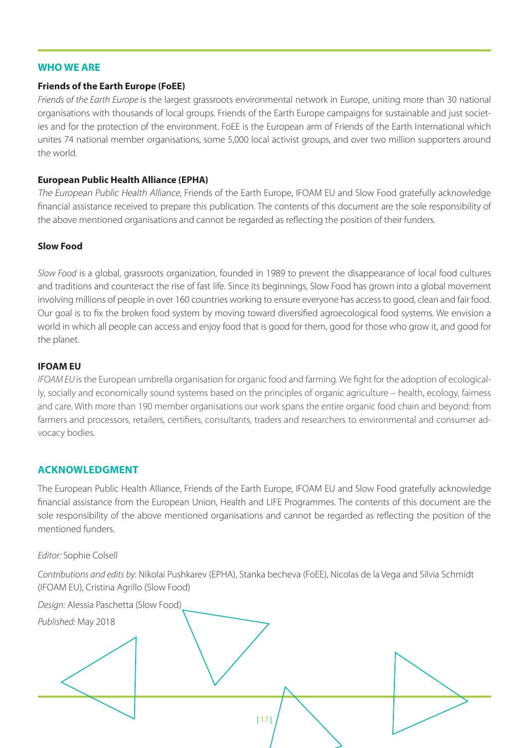## WHO WE ARE

### Friends of the Earth Europe (FoEE)

*Friends of the Earth Europe* is the largest grassroots environmental network in Europe, uniting more than 30 national organisations with thousands of local groups. Friends of the Earth Europe campaigns for sustainable and just societies and for the protection of the environment. FoEE is the European arm of Friends of the Earth International which unites 74 national member organisations, some 5,000 local activist groups, and over two million supporters around the world.

### European Public Health Alliance (EPHA)

*The European Public Health Alliance,* Friends of the Earth Europe, IFOAM EU and Slow Food gratefully acknowledge financial assistance received to prepare this publication. The contents of this document are the sole responsibility of the above mentioned organisations and cannot be regarded as reflecting the position of their funders.

### Slow Food

*Slow Food* is a global, grassroots organization, founded in 1989 to prevent the disappearance of local food cultures and traditions and counteract the rise of fast life. Since its beginnings, Slow Food has grown into a global movement involving millions of people in over 160 countries working to ensure everyone has access to good, clean and fair food. Our goal is to fix the broken food system by moving toward diversified agroecological food systems. We envision a world in which all people can access and enjoy food that is good for them, good for those who grow it, and good for the planet.

### IFOAM EU

*IFOAM EU* is the European umbrella organisation for organic food and farming. We fight for the adoption of ecologically, socially and economically sound systems based on the principles of organic agriculture – health, ecology, fairness and care. With more than 190 member organisations our work spans the entire organic food chain and beyond: from farmers and processors, retailers, certifiers, consultants, traders and researchers to environmental and consumer advocacy bodies.

## ACKNOWLEDGMENT

The European Public Health Alliance, Friends of the Earth Europe, IFOAM EU and Slow Food gratefully acknowledge financial assistance from the European Union, Health and LIFE Programmes. The contents of this document are the sole responsibility of the above mentioned organisations and cannot be regarded as reflecting the position of the mentioned funders.

*Editor:* Sophie Colsell

*Contributions and edits by*: Nikolai Pushkarev (EPHA), Stanka becheva (FoEE), Nicolas de la Vega and Silvia Schmidt (IFOAM EU), Cristina Agrillo (Slow Food)

*Design:* Alessia Paschetta (Slow Food)

*Published:* May 2018